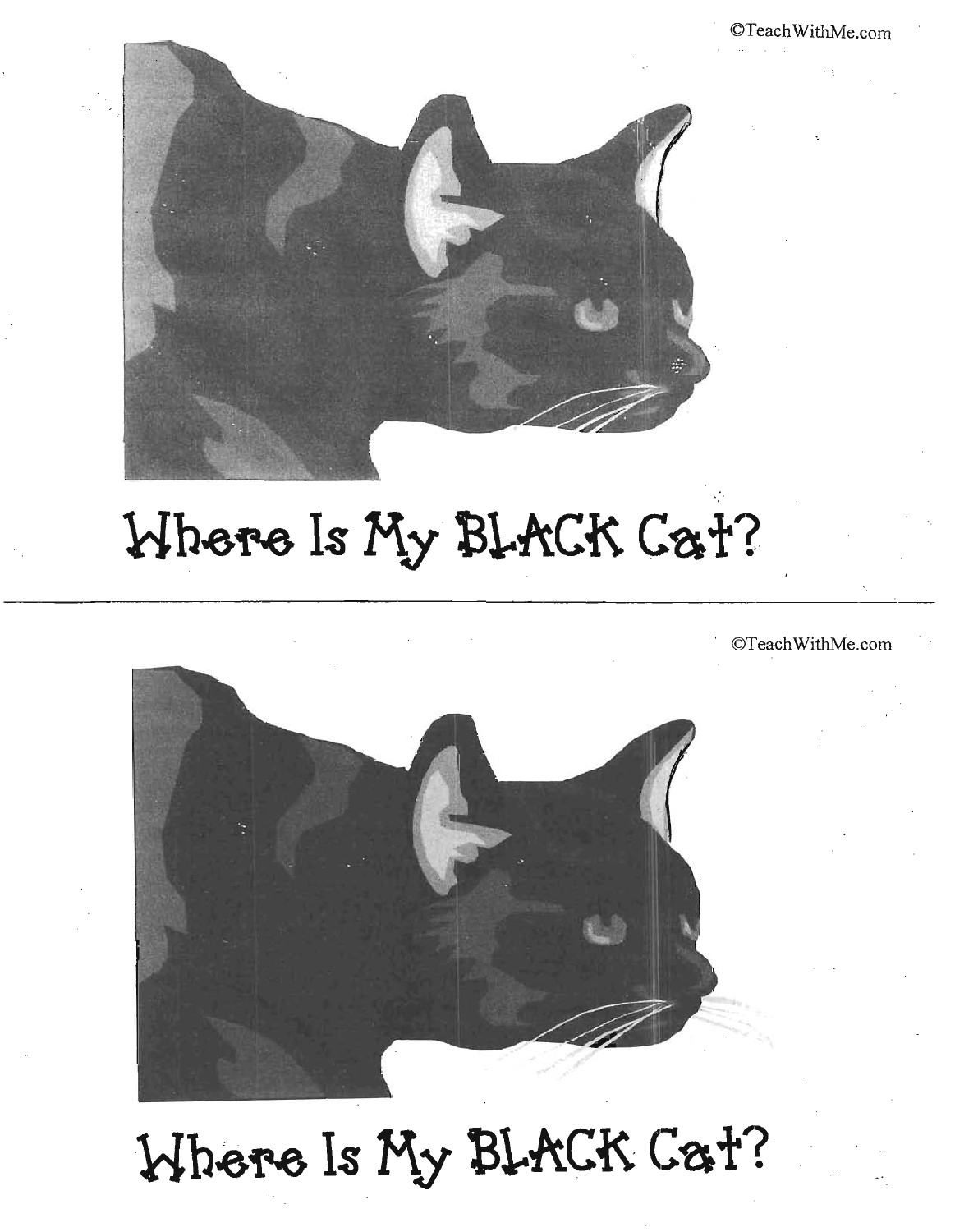©TeachWithMe.com

# Where Is My BLACK Cat?

---

©TeachWithMe.com

# Where Is My BLACK Cat?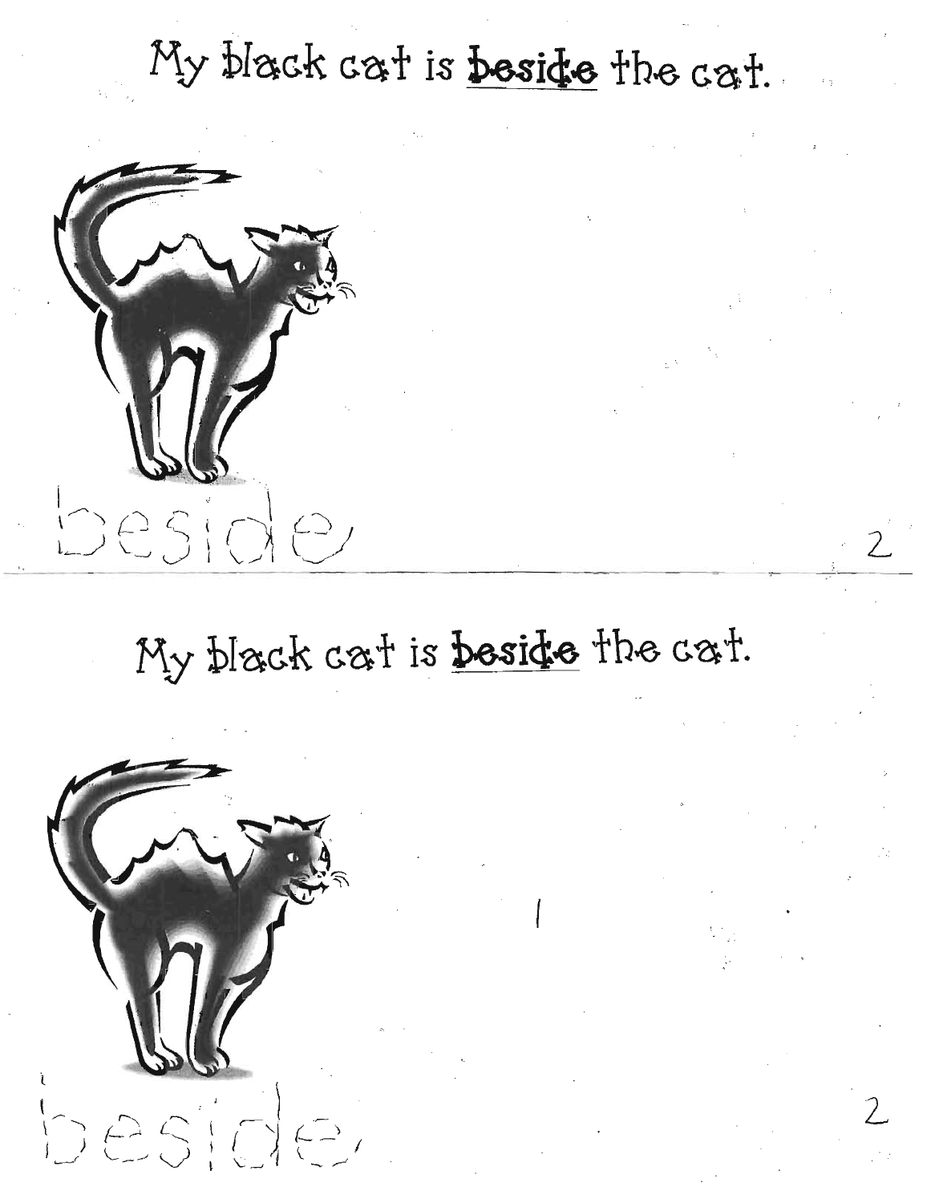My black cat is **beside** the cat.

beside

---

My black cat is **beside** the cat.

beside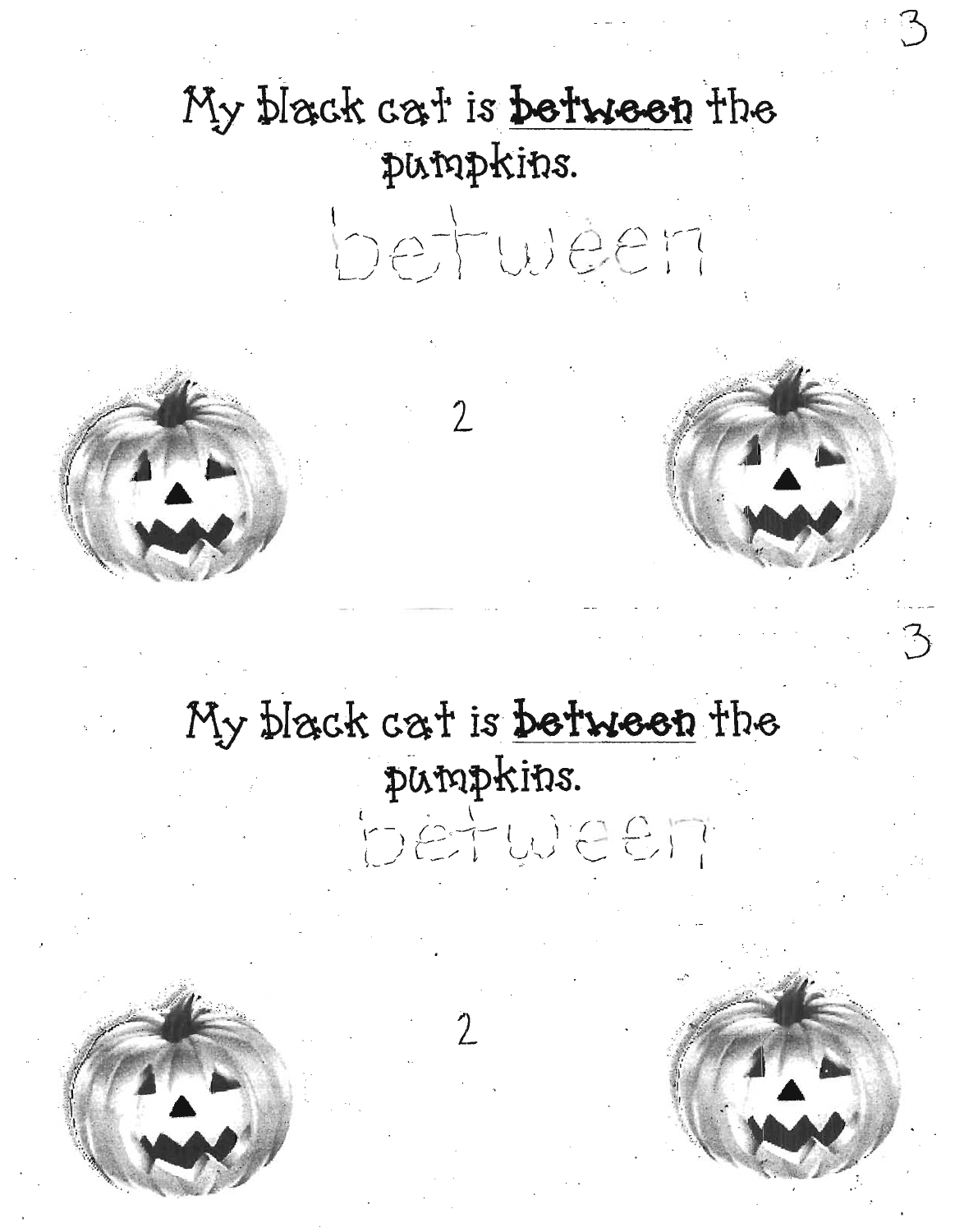My black cat is **between** the pumpkins.

between

2

My black cat is **between** the pumpkins.

between

2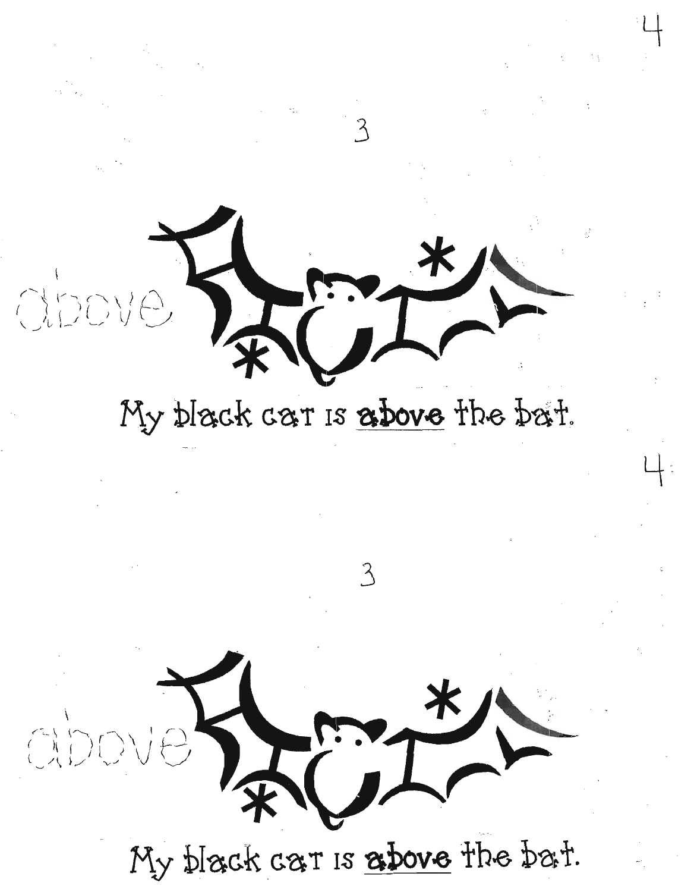above

My black cat is **above** the bat.

above

My black cat is **above** the bat.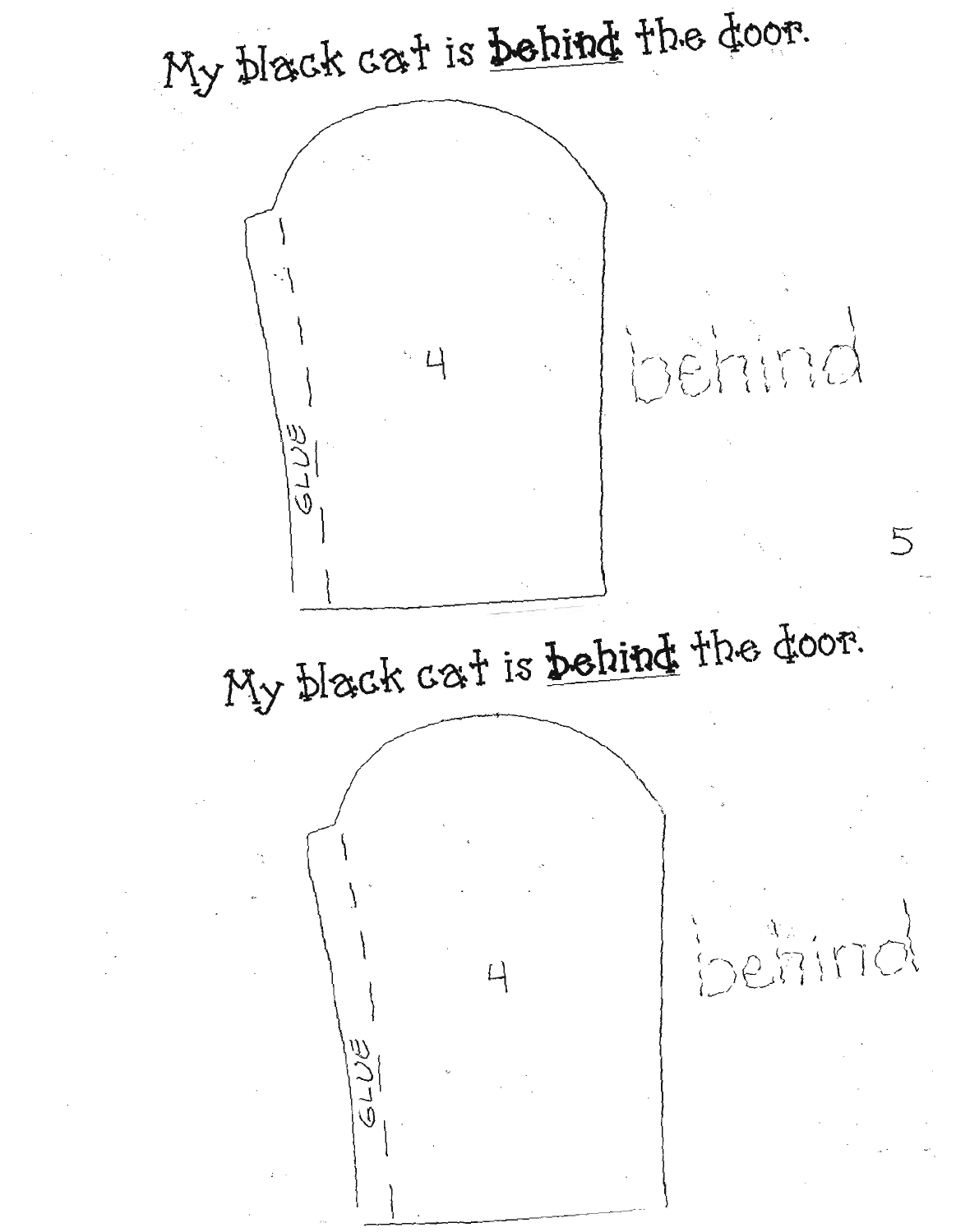My black cat is **behind** the door.

4

GLUE

behind

My black cat is **behind** the door.

4

GLUE

behind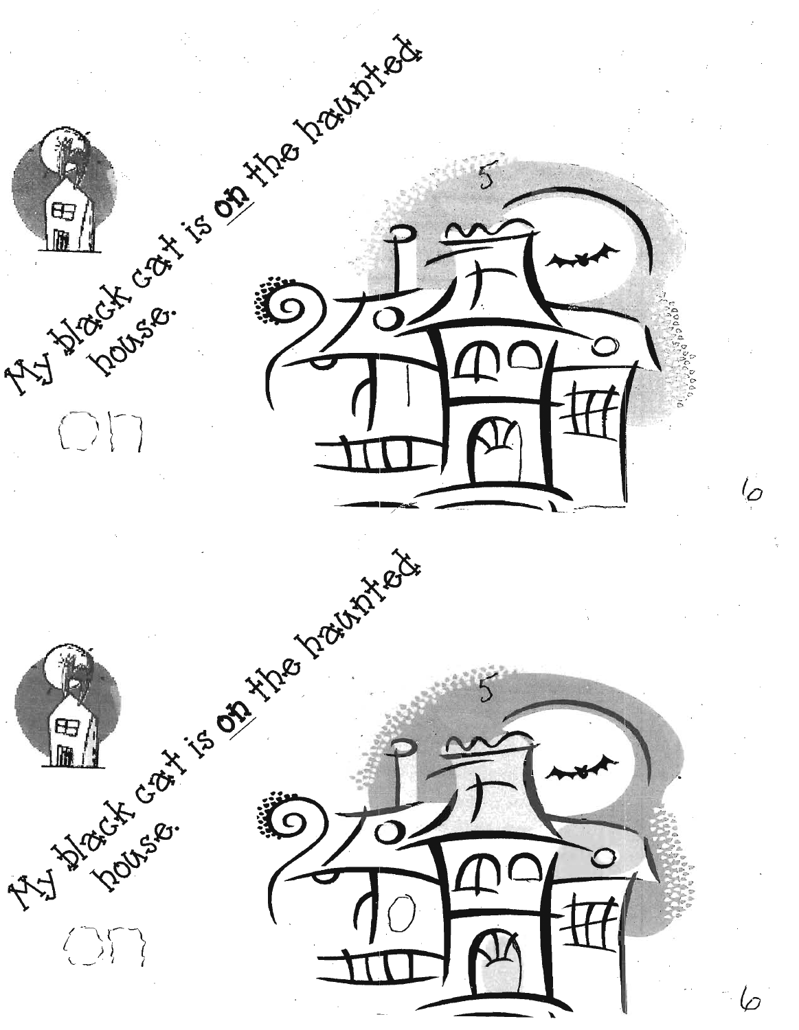My black cat is **on** the haunted house.

on

My black cat is **on** the haunted house.

on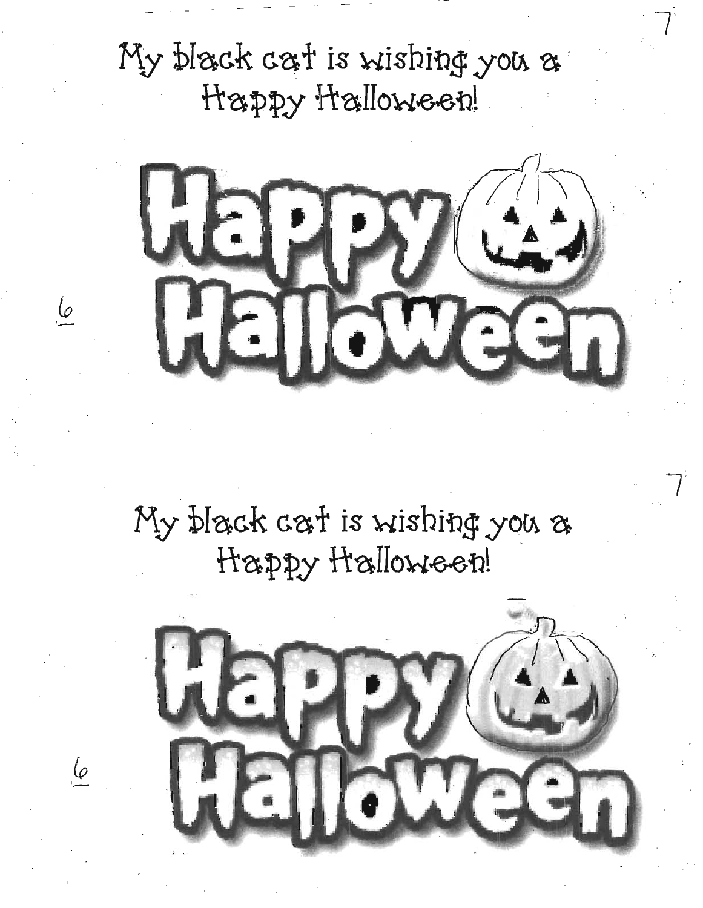My black cat is wishing you a Happy Halloween!

Happy Halloween

My black cat is wishing you a Happy Halloween!

Happy Halloween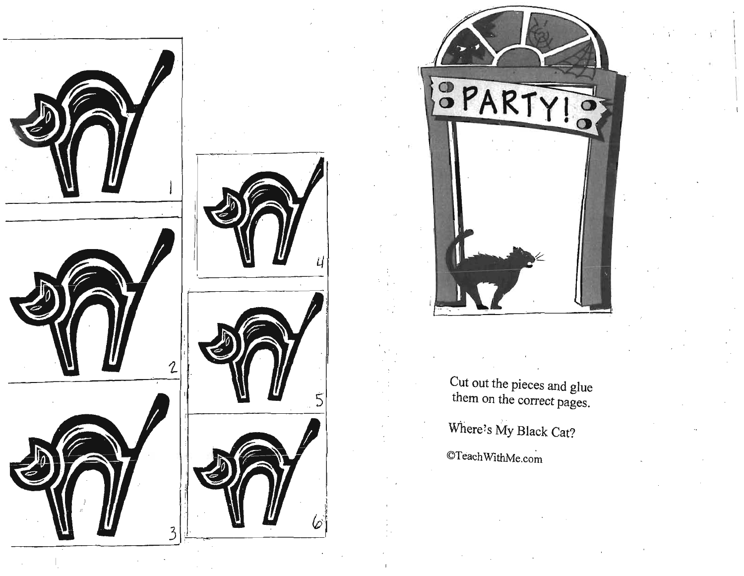1

2

3

4

5

6

PARTY!

Cut out the pieces and glue them on the correct pages.

Where's My Black Cat?

©TeachWithMe.com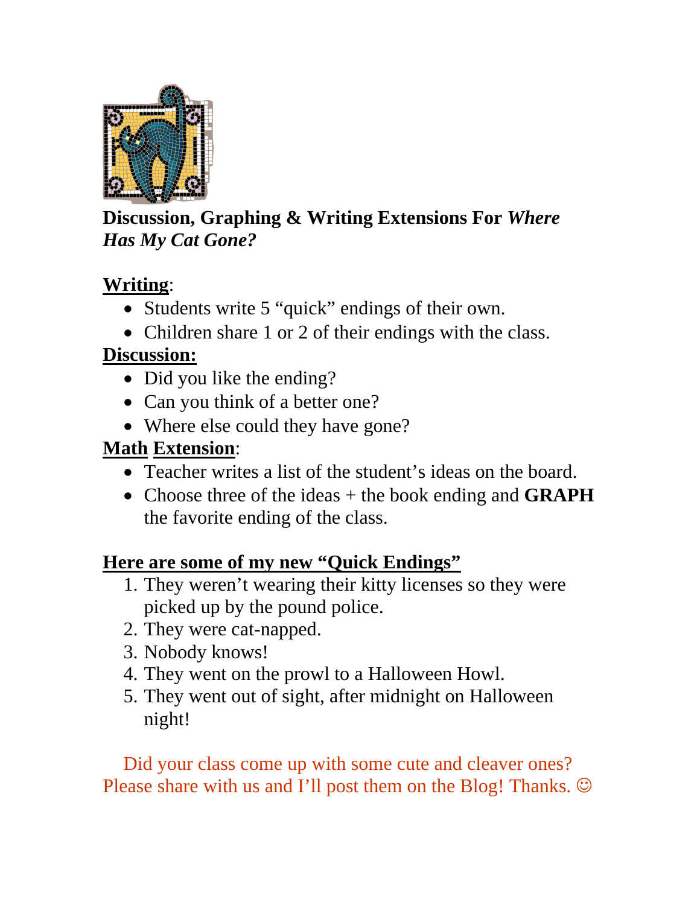**Discussion, Graphing & Writing Extensions For *Where Has My Cat Gone?***

**Writing**:

- Students write 5 "quick" endings of their own.
- Children share 1 or 2 of their endings with the class.

**Discussion:**

- Did you like the ending?
- Can you think of a better one?
- Where else could they have gone?

**Math Extension**:

- Teacher writes a list of the student's ideas on the board.
- Choose three of the ideas + the book ending and **GRAPH** the favorite ending of the class.

**Here are some of my new "Quick Endings"**

1. They weren't wearing their kitty licenses so they were picked up by the pound police.
2. They were cat-napped.
3. Nobody knows!
4. They went on the prowl to a Halloween Howl.
5. They went out of sight, after midnight on Halloween night!

Did your class come up with some cute and cleaver ones? Please share with us and I'll post them on the Blog! Thanks. ☺